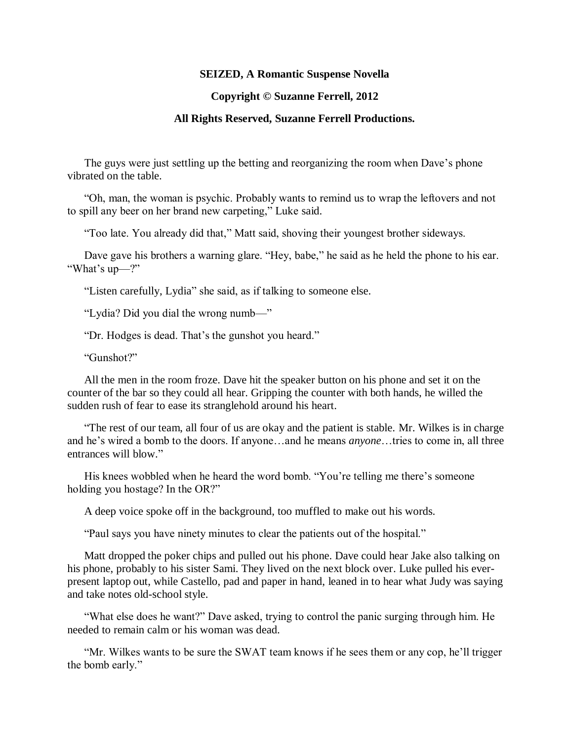**SEIZED, A Romantic Suspense Novella**

**Copyright © Suzanne Ferrell, 2012**

**All Rights Reserved, Suzanne Ferrell Productions.**

The guys were just settling up the betting and reorganizing the room when Dave's phone vibrated on the table.

"Oh, man, the woman is psychic. Probably wants to remind us to wrap the leftovers and not to spill any beer on her brand new carpeting," Luke said.

"Too late. You already did that," Matt said, shoving their youngest brother sideways.

Dave gave his brothers a warning glare. "Hey, babe," he said as he held the phone to his ear. "What's up—?"

"Listen carefully, Lydia" she said, as if talking to someone else.

"Lydia? Did you dial the wrong numb—"

"Dr. Hodges is dead. That's the gunshot you heard."

"Gunshot?"

All the men in the room froze. Dave hit the speaker button on his phone and set it on the counter of the bar so they could all hear. Gripping the counter with both hands, he willed the sudden rush of fear to ease its stranglehold around his heart.

"The rest of our team, all four of us are okay and the patient is stable. Mr. Wilkes is in charge and he's wired a bomb to the doors. If anyone…and he means *anyone*…tries to come in, all three entrances will blow."

His knees wobbled when he heard the word bomb. "You're telling me there's someone holding you hostage? In the OR?"

A deep voice spoke off in the background, too muffled to make out his words.

"Paul says you have ninety minutes to clear the patients out of the hospital."

Matt dropped the poker chips and pulled out his phone. Dave could hear Jake also talking on his phone, probably to his sister Sami. They lived on the next block over. Luke pulled his ever-present laptop out, while Castello, pad and paper in hand, leaned in to hear what Judy was saying and take notes old-school style.

"What else does he want?" Dave asked, trying to control the panic surging through him. He needed to remain calm or his woman was dead.

"Mr. Wilkes wants to be sure the SWAT team knows if he sees them or any cop, he'll trigger the bomb early."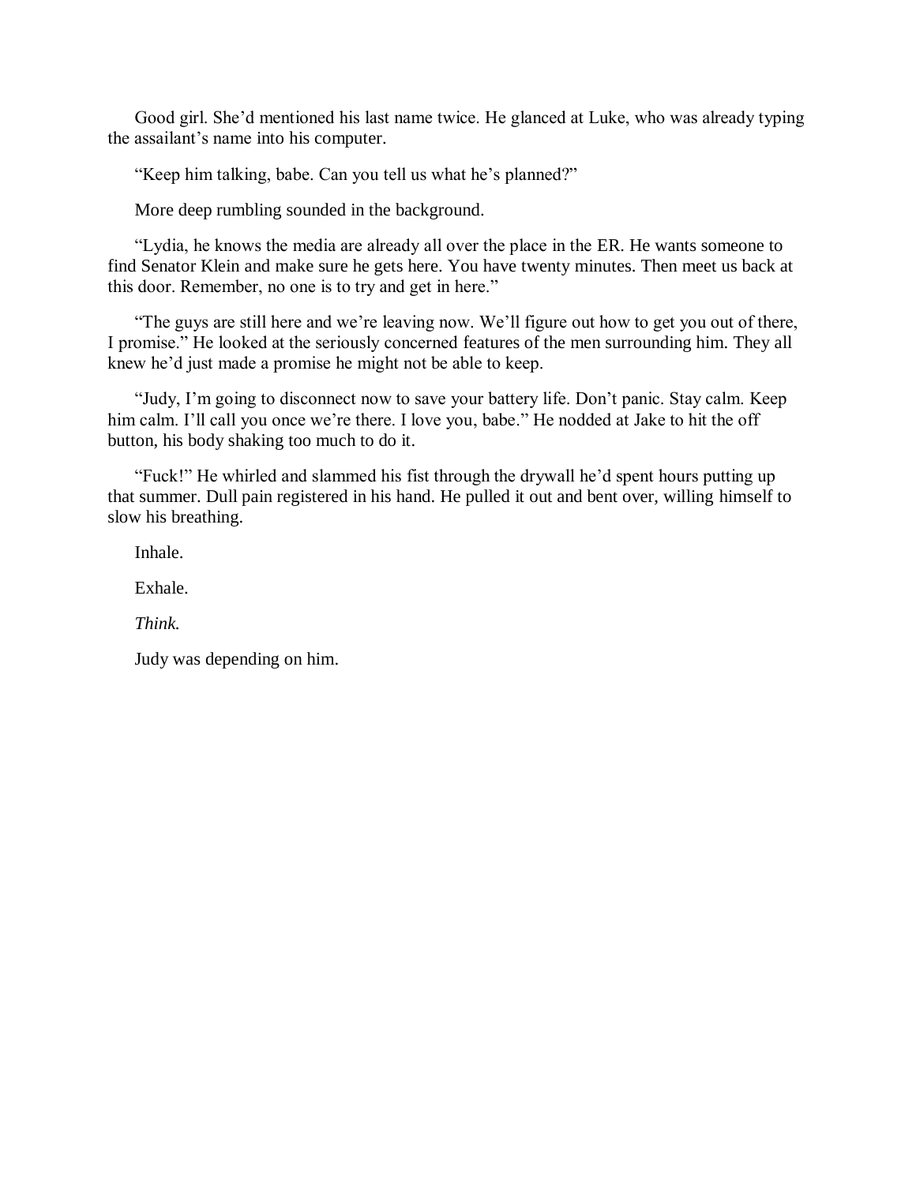Good girl. She'd mentioned his last name twice. He glanced at Luke, who was already typing the assailant's name into his computer.

"Keep him talking, babe. Can you tell us what he's planned?"

More deep rumbling sounded in the background.

"Lydia, he knows the media are already all over the place in the ER. He wants someone to find Senator Klein and make sure he gets here. You have twenty minutes. Then meet us back at this door. Remember, no one is to try and get in here."

"The guys are still here and we're leaving now. We'll figure out how to get you out of there, I promise." He looked at the seriously concerned features of the men surrounding him. They all knew he'd just made a promise he might not be able to keep.

"Judy, I'm going to disconnect now to save your battery life. Don't panic. Stay calm. Keep him calm. I'll call you once we're there. I love you, babe." He nodded at Jake to hit the off button, his body shaking too much to do it.

"Fuck!" He whirled and slammed his fist through the drywall he'd spent hours putting up that summer. Dull pain registered in his hand. He pulled it out and bent over, willing himself to slow his breathing.

Inhale.

Exhale.

*Think.*

Judy was depending on him.